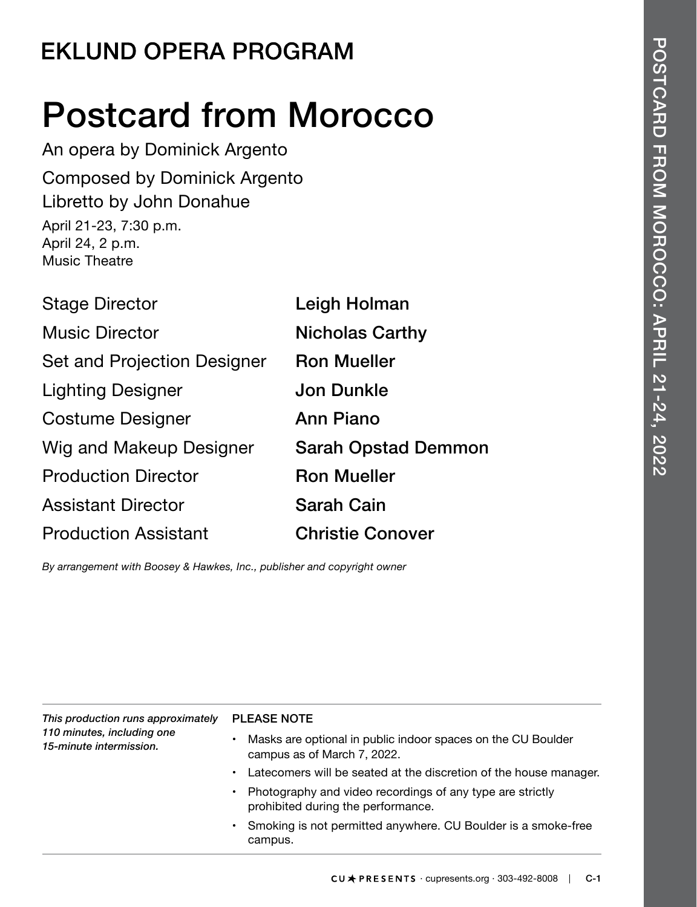# EKLUND OPERA PROGRAM

# Postcard from Morocco

An opera by Dominick Argento

Composed by Dominick Argento
Libretto by John Donahue

April 21-23, 7:30 p.m.
April 24, 2 p.m.
Music Theatre

| | |
|---|---|
| Stage Director | **Leigh Holman** |
| Music Director | **Nicholas Carthy** |
| Set and Projection Designer | **Ron Mueller** |
| Lighting Designer | **Jon Dunkle** |
| Costume Designer | **Ann Piano** |
| Wig and Makeup Designer | **Sarah Opstad Demmon** |
| Production Director | **Ron Mueller** |
| Assistant Director | **Sarah Cain** |
| Production Assistant | **Christie Conover** |

*By arrangement with Boosey & Hawkes, Inc., publisher and copyright owner*

*This production runs approximately 110 minutes, including one 15-minute intermission.*

**PLEASE NOTE**

- Masks are optional in public indoor spaces on the CU Boulder campus as of March 7, 2022.
- Latecomers will be seated at the discretion of the house manager.
- Photography and video recordings of any type are strictly prohibited during the performance.
- Smoking is not permitted anywhere. CU Boulder is a smoke-free campus.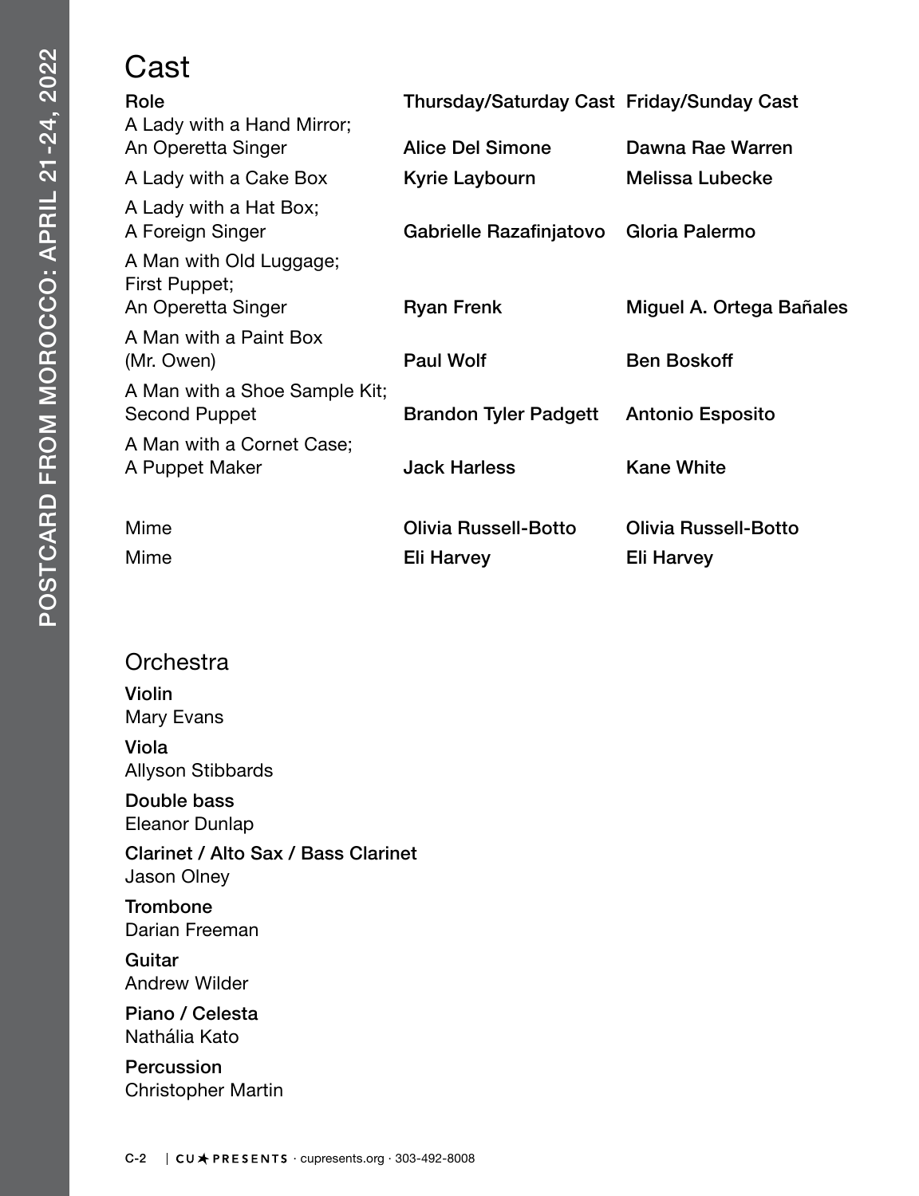# Cast

| Role | Thursday/Saturday Cast | Friday/Sunday Cast |
| --- | --- | --- |
| A Lady with a Hand Mirror; An Operetta Singer | Alice Del Simone | Dawna Rae Warren |
| A Lady with a Cake Box | Kyrie Laybourn | Melissa Lubecke |
| A Lady with a Hat Box; A Foreign Singer | Gabrielle Razafinjatovo | Gloria Palermo |
| A Man with Old Luggage; First Puppet; An Operetta Singer | Ryan Frenk | Miguel A. Ortega Bañales |
| A Man with a Paint Box (Mr. Owen) | Paul Wolf | Ben Boskoff |
| A Man with a Shoe Sample Kit; Second Puppet | Brandon Tyler Padgett | Antonio Esposito |
| A Man with a Cornet Case; A Puppet Maker | Jack Harless | Kane White |
| Mime | Olivia Russell-Botto | Olivia Russell-Botto |
| Mime | Eli Harvey | Eli Harvey |

## Orchestra

**Violin**
Mary Evans

**Viola**
Allyson Stibbards

**Double bass**
Eleanor Dunlap

**Clarinet / Alto Sax / Bass Clarinet**
Jason Olney

**Trombone**
Darian Freeman

**Guitar**
Andrew Wilder

**Piano / Celesta**
Nathália Kato

**Percussion**
Christopher Martin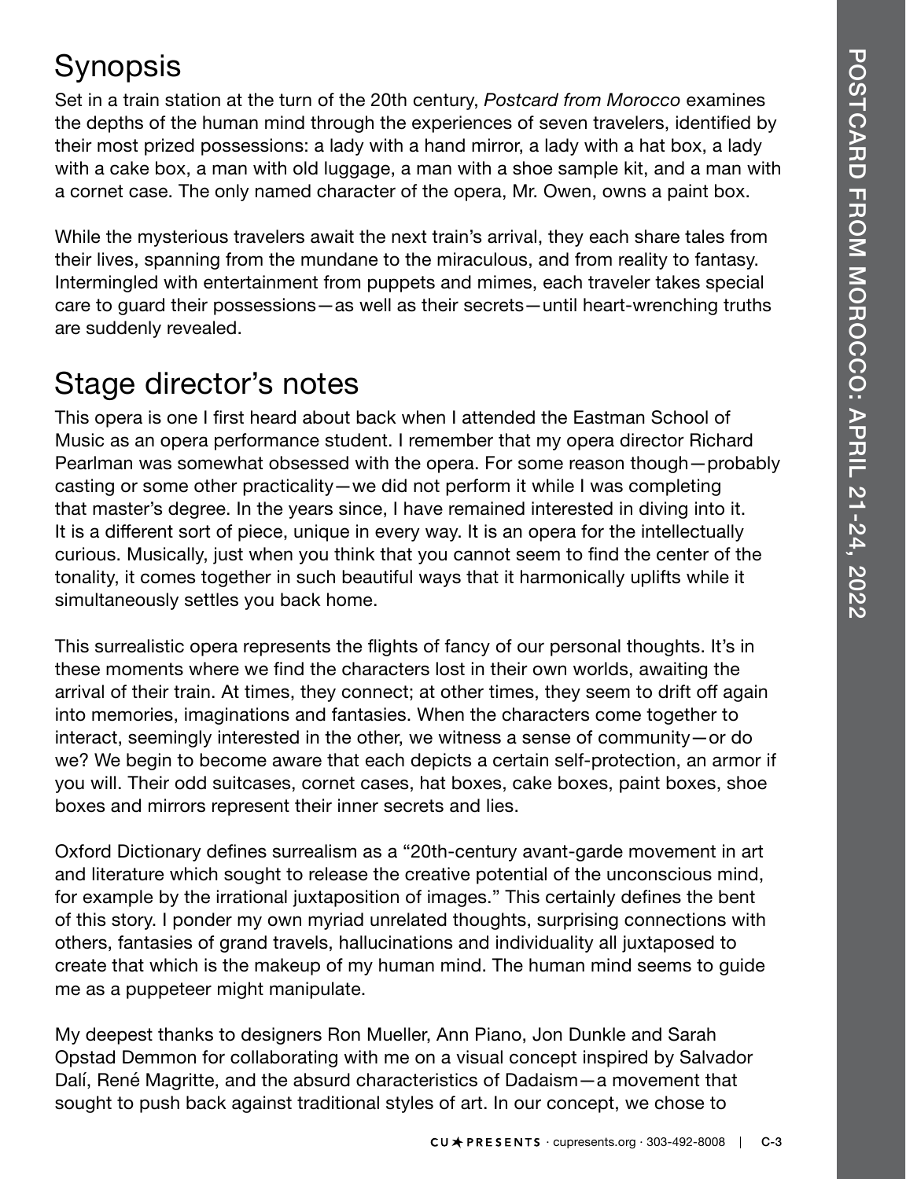## Synopsis

Set in a train station at the turn of the 20th century, *Postcard from Morocco* examines the depths of the human mind through the experiences of seven travelers, identified by their most prized possessions: a lady with a hand mirror, a lady with a hat box, a lady with a cake box, a man with old luggage, a man with a shoe sample kit, and a man with a cornet case. The only named character of the opera, Mr. Owen, owns a paint box.

While the mysterious travelers await the next train's arrival, they each share tales from their lives, spanning from the mundane to the miraculous, and from reality to fantasy. Intermingled with entertainment from puppets and mimes, each traveler takes special care to guard their possessions—as well as their secrets—until heart-wrenching truths are suddenly revealed.

## Stage director's notes

This opera is one I first heard about back when I attended the Eastman School of Music as an opera performance student. I remember that my opera director Richard Pearlman was somewhat obsessed with the opera. For some reason though—probably casting or some other practicality—we did not perform it while I was completing that master's degree. In the years since, I have remained interested in diving into it. It is a different sort of piece, unique in every way. It is an opera for the intellectually curious. Musically, just when you think that you cannot seem to find the center of the tonality, it comes together in such beautiful ways that it harmonically uplifts while it simultaneously settles you back home.

This surrealistic opera represents the flights of fancy of our personal thoughts. It's in these moments where we find the characters lost in their own worlds, awaiting the arrival of their train. At times, they connect; at other times, they seem to drift off again into memories, imaginations and fantasies. When the characters come together to interact, seemingly interested in the other, we witness a sense of community—or do we? We begin to become aware that each depicts a certain self-protection, an armor if you will. Their odd suitcases, cornet cases, hat boxes, cake boxes, paint boxes, shoe boxes and mirrors represent their inner secrets and lies.

Oxford Dictionary defines surrealism as a "20th-century avant-garde movement in art and literature which sought to release the creative potential of the unconscious mind, for example by the irrational juxtaposition of images." This certainly defines the bent of this story. I ponder my own myriad unrelated thoughts, surprising connections with others, fantasies of grand travels, hallucinations and individuality all juxtaposed to create that which is the makeup of my human mind. The human mind seems to guide me as a puppeteer might manipulate.

My deepest thanks to designers Ron Mueller, Ann Piano, Jon Dunkle and Sarah Opstad Demmon for collaborating with me on a visual concept inspired by Salvador Dalí, René Magritte, and the absurd characteristics of Dadaism—a movement that sought to push back against traditional styles of art. In our concept, we chose to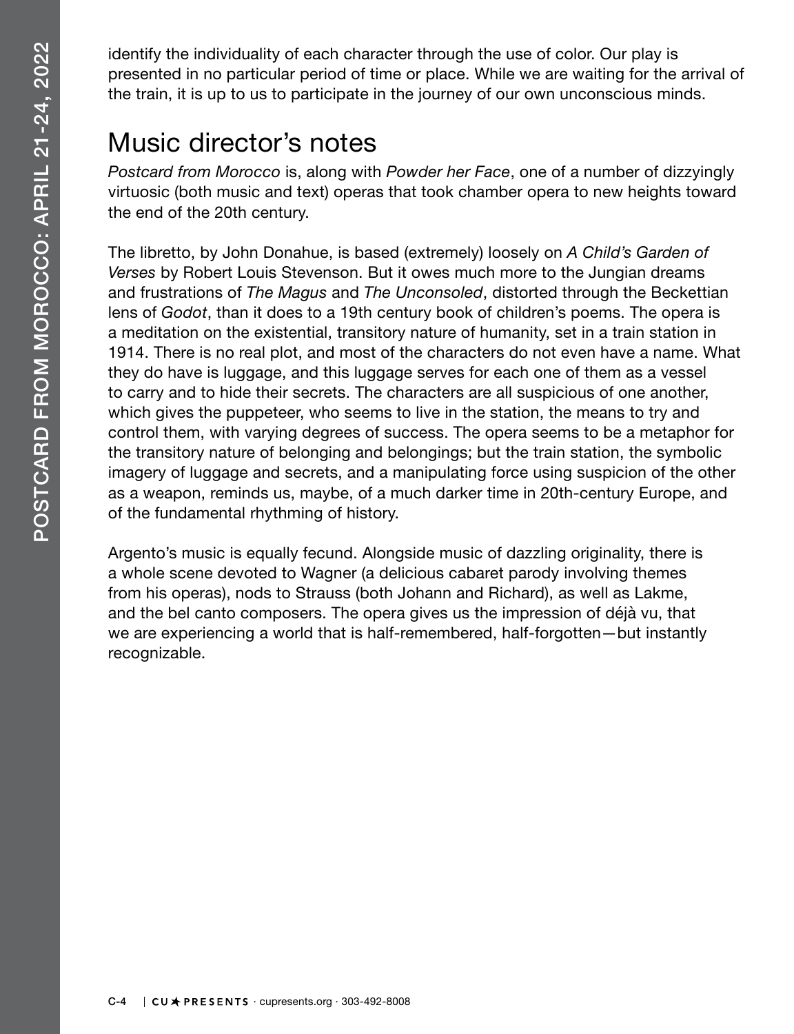identify the individuality of each character through the use of color. Our play is presented in no particular period of time or place. While we are waiting for the arrival of the train, it is up to us to participate in the journey of our own unconscious minds.

## Music director's notes

*Postcard from Morocco* is, along with *Powder her Face*, one of a number of dizzyingly virtuosic (both music and text) operas that took chamber opera to new heights toward the end of the 20th century.

The libretto, by John Donahue, is based (extremely) loosely on *A Child's Garden of Verses* by Robert Louis Stevenson. But it owes much more to the Jungian dreams and frustrations of *The Magus* and *The Unconsoled*, distorted through the Beckettian lens of *Godot*, than it does to a 19th century book of children's poems. The opera is a meditation on the existential, transitory nature of humanity, set in a train station in 1914. There is no real plot, and most of the characters do not even have a name. What they do have is luggage, and this luggage serves for each one of them as a vessel to carry and to hide their secrets. The characters are all suspicious of one another, which gives the puppeteer, who seems to live in the station, the means to try and control them, with varying degrees of success. The opera seems to be a metaphor for the transitory nature of belonging and belongings; but the train station, the symbolic imagery of luggage and secrets, and a manipulating force using suspicion of the other as a weapon, reminds us, maybe, of a much darker time in 20th-century Europe, and of the fundamental rhythming of history.

Argento's music is equally fecund. Alongside music of dazzling originality, there is a whole scene devoted to Wagner (a delicious cabaret parody involving themes from his operas), nods to Strauss (both Johann and Richard), as well as Lakme, and the bel canto composers. The opera gives us the impression of déjà vu, that we are experiencing a world that is half-remembered, half-forgotten—but instantly recognizable.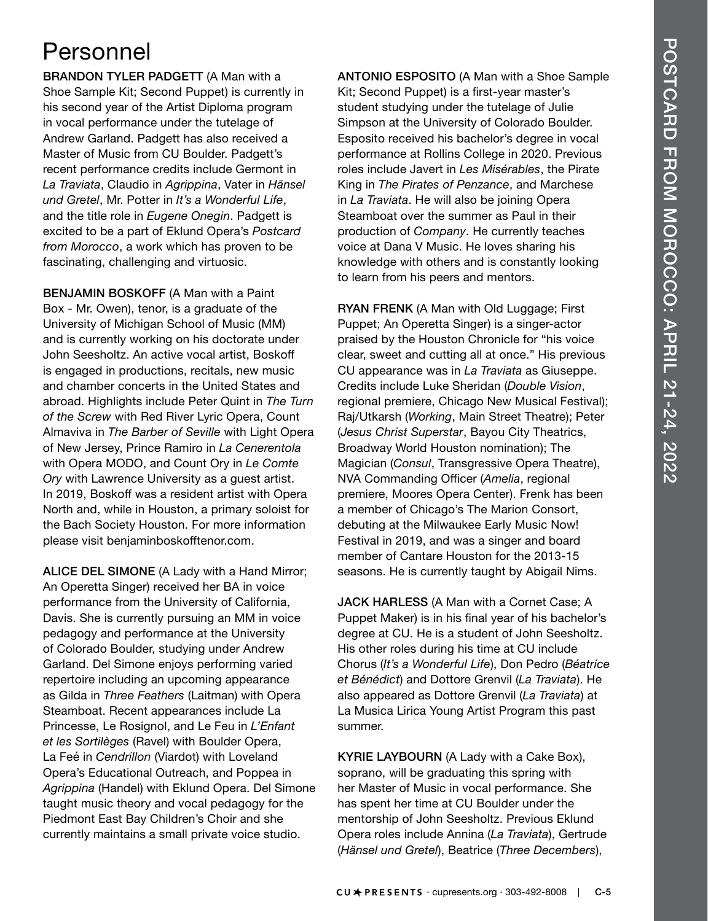# Personnel

**BRANDON TYLER PADGETT** (A Man with a Shoe Sample Kit; Second Puppet) is currently in his second year of the Artist Diploma program in vocal performance under the tutelage of Andrew Garland. Padgett has also received a Master of Music from CU Boulder. Padgett's recent performance credits include Germont in *La Traviata*, Claudio in *Agrippina*, Vater in *Hänsel und Gretel*, Mr. Potter in *It's a Wonderful Life*, and the title role in *Eugene Onegin*. Padgett is excited to be a part of Eklund Opera's *Postcard from Morocco*, a work which has proven to be fascinating, challenging and virtuosic.

**BENJAMIN BOSKOFF** (A Man with a Paint Box - Mr. Owen), tenor, is a graduate of the University of Michigan School of Music (MM) and is currently working on his doctorate under John Seesholtz. An active vocal artist, Boskoff is engaged in productions, recitals, new music and chamber concerts in the United States and abroad. Highlights include Peter Quint in *The Turn of the Screw* with Red River Lyric Opera, Count Almaviva in *The Barber of Seville* with Light Opera of New Jersey, Prince Ramiro in *La Cenerentola* with Opera MODO, and Count Ory in *Le Comte Ory* with Lawrence University as a guest artist. In 2019, Boskoff was a resident artist with Opera North and, while in Houston, a primary soloist for the Bach Society Houston. For more information please visit benjaminboskofftenor.com.

**ALICE DEL SIMONE** (A Lady with a Hand Mirror; An Operetta Singer) received her BA in voice performance from the University of California, Davis. She is currently pursuing an MM in voice pedagogy and performance at the University of Colorado Boulder, studying under Andrew Garland. Del Simone enjoys performing varied repertoire including an upcoming appearance as Gilda in *Three Feathers* (Laitman) with Opera Steamboat. Recent appearances include La Princesse, Le Rosignol, and Le Feu in *L'Enfant et les Sortilèges* (Ravel) with Boulder Opera, La Feé in *Cendrillon* (Viardot) with Loveland Opera's Educational Outreach, and Poppea in *Agrippina* (Handel) with Eklund Opera. Del Simone taught music theory and vocal pedagogy for the Piedmont East Bay Children's Choir and she currently maintains a small private voice studio.

**ANTONIO ESPOSITO** (A Man with a Shoe Sample Kit; Second Puppet) is a first-year master's student studying under the tutelage of Julie Simpson at the University of Colorado Boulder. Esposito received his bachelor's degree in vocal performance at Rollins College in 2020. Previous roles include Javert in *Les Misérables*, the Pirate King in *The Pirates of Penzance*, and Marchese in *La Traviata*. He will also be joining Opera Steamboat over the summer as Paul in their production of *Company*. He currently teaches voice at Dana V Music. He loves sharing his knowledge with others and is constantly looking to learn from his peers and mentors.

**RYAN FRENK** (A Man with Old Luggage; First Puppet; An Operetta Singer) is a singer-actor praised by the Houston Chronicle for "his voice clear, sweet and cutting all at once." His previous CU appearance was in *La Traviata* as Giuseppe. Credits include Luke Sheridan (*Double Vision*, regional premiere, Chicago New Musical Festival); Raj/Utkarsh (*Working*, Main Street Theatre); Peter (*Jesus Christ Superstar*, Bayou City Theatrics, Broadway World Houston nomination); The Magician (*Consul*, Transgressive Opera Theatre), NVA Commanding Officer (*Amelia*, regional premiere, Moores Opera Center). Frenk has been a member of Chicago's The Marion Consort, debuting at the Milwaukee Early Music Now! Festival in 2019, and was a singer and board member of Cantare Houston for the 2013-15 seasons. He is currently taught by Abigail Nims.

**JACK HARLESS** (A Man with a Cornet Case; A Puppet Maker) is in his final year of his bachelor's degree at CU. He is a student of John Seesholtz. His other roles during his time at CU include Chorus (*It's a Wonderful Life*), Don Pedro (*Béatrice et Bénédict*) and Dottore Grenvil (*La Traviata*). He also appeared as Dottore Grenvil (*La Traviata*) at La Musica Lirica Young Artist Program this past summer.

**KYRIE LAYBOURN** (A Lady with a Cake Box), soprano, will be graduating this spring with her Master of Music in vocal performance. She has spent her time at CU Boulder under the mentorship of John Seesholtz. Previous Eklund Opera roles include Annina (*La Traviata*), Gertrude (*Hänsel und Gretel*), Beatrice (*Three Decembers*),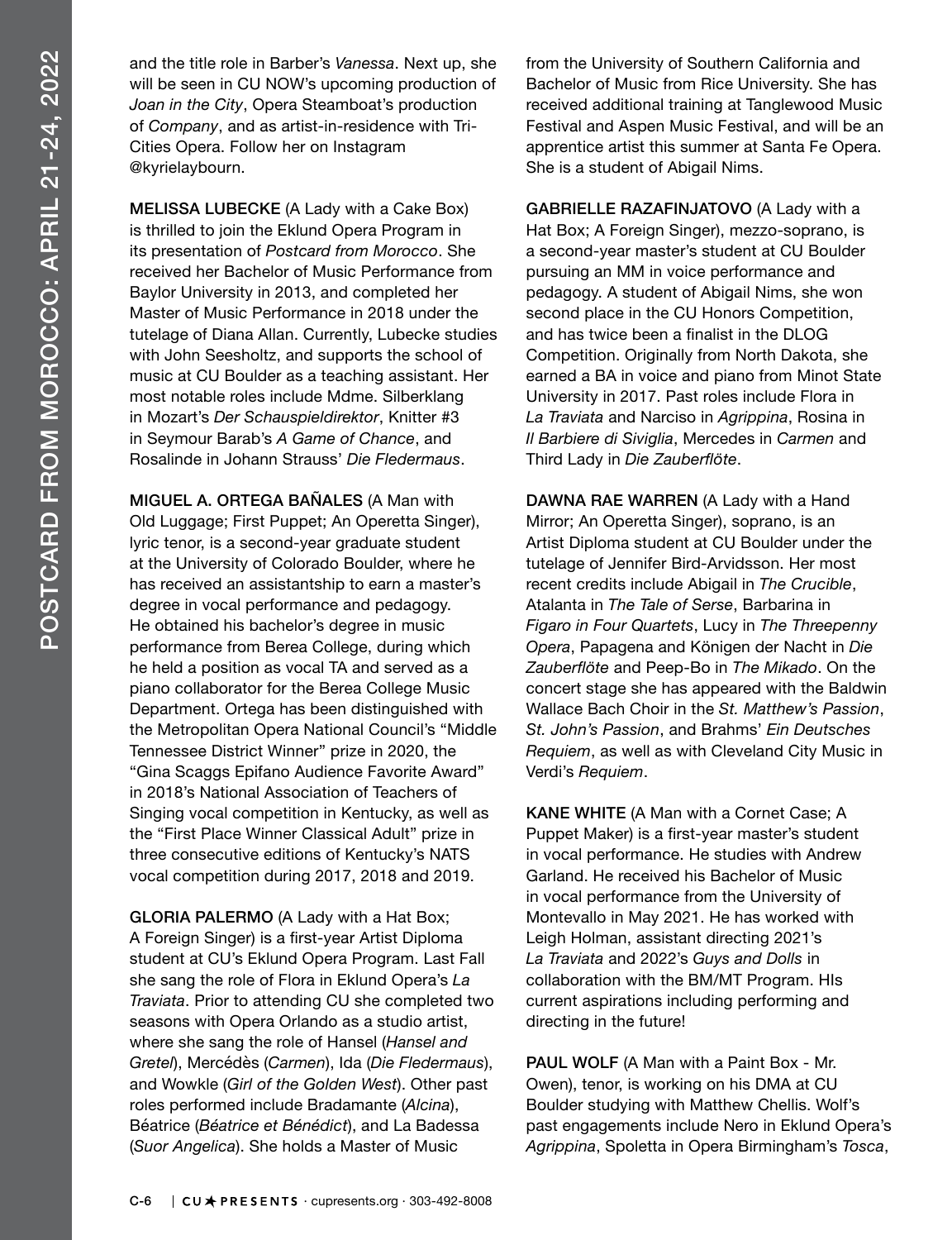and the title role in Barber's *Vanessa*. Next up, she will be seen in CU NOW's upcoming production of *Joan in the City*, Opera Steamboat's production of *Company*, and as artist-in-residence with Tri-Cities Opera. Follow her on Instagram @kyrielaybourn.

**MELISSA LUBECKE** (A Lady with a Cake Box) is thrilled to join the Eklund Opera Program in its presentation of *Postcard from Morocco*. She received her Bachelor of Music Performance from Baylor University in 2013, and completed her Master of Music Performance in 2018 under the tutelage of Diana Allan. Currently, Lubecke studies with John Seesholtz, and supports the school of music at CU Boulder as a teaching assistant. Her most notable roles include Mdme. Silberklang in Mozart's *Der Schauspieldirektor*, Knitter #3 in Seymour Barab's *A Game of Chance*, and Rosalinde in Johann Strauss' *Die Fledermaus*.

**MIGUEL A. ORTEGA BAÑALES** (A Man with Old Luggage; First Puppet; An Operetta Singer), lyric tenor, is a second-year graduate student at the University of Colorado Boulder, where he has received an assistantship to earn a master's degree in vocal performance and pedagogy. He obtained his bachelor's degree in music performance from Berea College, during which he held a position as vocal TA and served as a piano collaborator for the Berea College Music Department. Ortega has been distinguished with the Metropolitan Opera National Council's "Middle Tennessee District Winner" prize in 2020, the "Gina Scaggs Epifano Audience Favorite Award" in 2018's National Association of Teachers of Singing vocal competition in Kentucky, as well as the "First Place Winner Classical Adult" prize in three consecutive editions of Kentucky's NATS vocal competition during 2017, 2018 and 2019.

**GLORIA PALERMO** (A Lady with a Hat Box; A Foreign Singer) is a first-year Artist Diploma student at CU's Eklund Opera Program. Last Fall she sang the role of Flora in Eklund Opera's *La Traviata*. Prior to attending CU she completed two seasons with Opera Orlando as a studio artist, where she sang the role of Hansel (*Hansel and Gretel*), Mercédès (*Carmen*), Ida (*Die Fledermaus*), and Wowkle (*Girl of the Golden West*). Other past roles performed include Bradamante (*Alcina*), Béatrice (*Béatrice et Bénédict*), and La Badessa (*Suor Angelica*). She holds a Master of Music from the University of Southern California and Bachelor of Music from Rice University. She has received additional training at Tanglewood Music Festival and Aspen Music Festival, and will be an apprentice artist this summer at Santa Fe Opera. She is a student of Abigail Nims.

**GABRIELLE RAZAFINJATOVO** (A Lady with a Hat Box; A Foreign Singer), mezzo-soprano, is a second-year master's student at CU Boulder pursuing an MM in voice performance and pedagogy. A student of Abigail Nims, she won second place in the CU Honors Competition, and has twice been a finalist in the DLOG Competition. Originally from North Dakota, she earned a BA in voice and piano from Minot State University in 2017. Past roles include Flora in *La Traviata* and Narciso in *Agrippina*, Rosina in *Il Barbiere di Siviglia*, Mercedes in *Carmen* and Third Lady in *Die Zauberflöte*.

**DAWNA RAE WARREN** (A Lady with a Hand Mirror; An Operetta Singer), soprano, is an Artist Diploma student at CU Boulder under the tutelage of Jennifer Bird-Arvidsson. Her most recent credits include Abigail in *The Crucible*, Atalanta in *The Tale of Serse*, Barbarina in *Figaro in Four Quartets*, Lucy in *The Threepenny Opera*, Papagena and Königen der Nacht in *Die Zauberflöte* and Peep-Bo in *The Mikado*. On the concert stage she has appeared with the Baldwin Wallace Bach Choir in the *St. Matthew's Passion*, *St. John's Passion*, and Brahms' *Ein Deutsches Requiem*, as well as with Cleveland City Music in Verdi's *Requiem*.

**KANE WHITE** (A Man with a Cornet Case; A Puppet Maker) is a first-year master's student in vocal performance. He studies with Andrew Garland. He received his Bachelor of Music in vocal performance from the University of Montevallo in May 2021. He has worked with Leigh Holman, assistant directing 2021's *La Traviata* and 2022's *Guys and Dolls* in collaboration with the BM/MT Program. HIs current aspirations including performing and directing in the future!

**PAUL WOLF** (A Man with a Paint Box - Mr. Owen), tenor, is working on his DMA at CU Boulder studying with Matthew Chellis. Wolf's past engagements include Nero in Eklund Opera's *Agrippina*, Spoletta in Opera Birmingham's *Tosca*,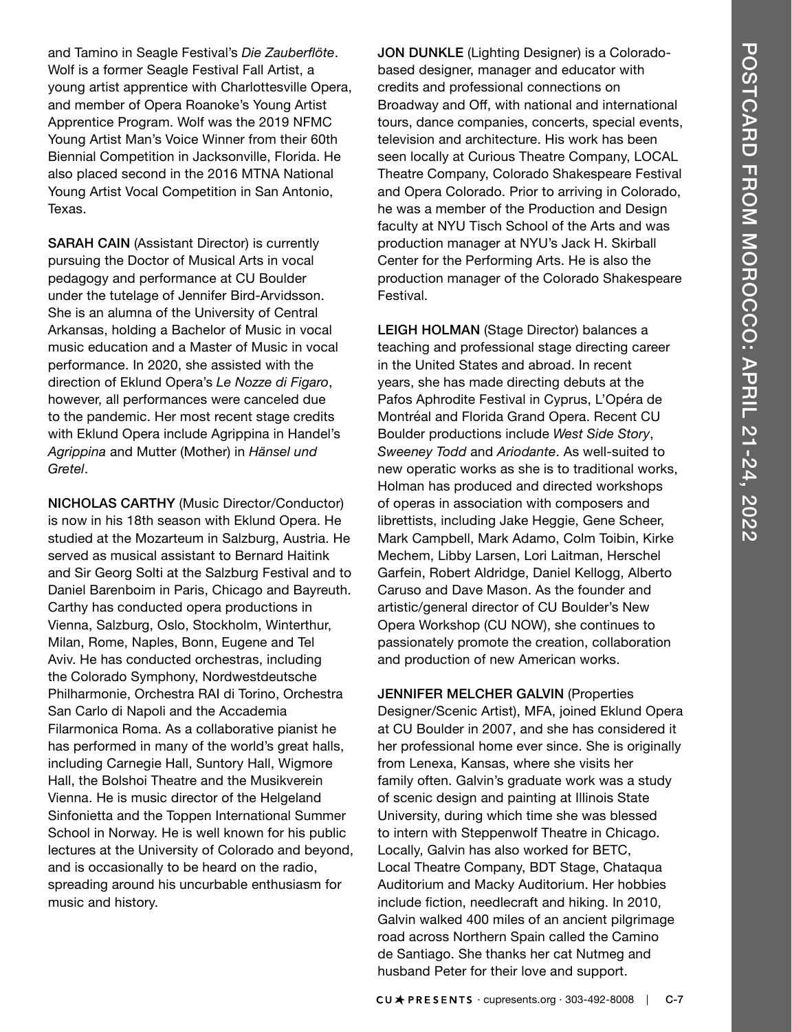and Tamino in Seagle Festival's *Die Zauberflöte*. Wolf is a former Seagle Festival Fall Artist, a young artist apprentice with Charlottesville Opera, and member of Opera Roanoke's Young Artist Apprentice Program. Wolf was the 2019 NFMC Young Artist Man's Voice Winner from their 60th Biennial Competition in Jacksonville, Florida. He also placed second in the 2016 MTNA National Young Artist Vocal Competition in San Antonio, Texas.

**SARAH CAIN** (Assistant Director) is currently pursuing the Doctor of Musical Arts in vocal pedagogy and performance at CU Boulder under the tutelage of Jennifer Bird-Arvidsson. She is an alumna of the University of Central Arkansas, holding a Bachelor of Music in vocal music education and a Master of Music in vocal performance. In 2020, she assisted with the direction of Eklund Opera's *Le Nozze di Figaro*, however, all performances were canceled due to the pandemic. Her most recent stage credits with Eklund Opera include Agrippina in Handel's *Agrippina* and Mutter (Mother) in *Hänsel und Gretel*.

**NICHOLAS CARTHY** (Music Director/Conductor) is now in his 18th season with Eklund Opera. He studied at the Mozarteum in Salzburg, Austria. He served as musical assistant to Bernard Haitink and Sir Georg Solti at the Salzburg Festival and to Daniel Barenboim in Paris, Chicago and Bayreuth. Carthy has conducted opera productions in Vienna, Salzburg, Oslo, Stockholm, Winterthur, Milan, Rome, Naples, Bonn, Eugene and Tel Aviv. He has conducted orchestras, including the Colorado Symphony, Nordwestdeutsche Philharmonie, Orchestra RAI di Torino, Orchestra San Carlo di Napoli and the Accademia Filarmonica Roma. As a collaborative pianist he has performed in many of the world's great halls, including Carnegie Hall, Suntory Hall, Wigmore Hall, the Bolshoi Theatre and the Musikverein Vienna. He is music director of the Helgeland Sinfonietta and the Toppen International Summer School in Norway. He is well known for his public lectures at the University of Colorado and beyond, and is occasionally to be heard on the radio, spreading around his uncurbable enthusiasm for music and history.

**JON DUNKLE** (Lighting Designer) is a Colorado-based designer, manager and educator with credits and professional connections on Broadway and Off, with national and international tours, dance companies, concerts, special events, television and architecture. His work has been seen locally at Curious Theatre Company, LOCAL Theatre Company, Colorado Shakespeare Festival and Opera Colorado. Prior to arriving in Colorado, he was a member of the Production and Design faculty at NYU Tisch School of the Arts and was production manager at NYU's Jack H. Skirball Center for the Performing Arts. He is also the production manager of the Colorado Shakespeare Festival.

**LEIGH HOLMAN** (Stage Director) balances a teaching and professional stage directing career in the United States and abroad. In recent years, she has made directing debuts at the Pafos Aphrodite Festival in Cyprus, L'Opéra de Montréal and Florida Grand Opera. Recent CU Boulder productions include *West Side Story*, *Sweeney Todd* and *Ariodante*. As well-suited to new operatic works as she is to traditional works, Holman has produced and directed workshops of operas in association with composers and librettists, including Jake Heggie, Gene Scheer, Mark Campbell, Mark Adamo, Colm Toibin, Kirke Mechem, Libby Larsen, Lori Laitman, Herschel Garfein, Robert Aldridge, Daniel Kellogg, Alberto Caruso and Dave Mason. As the founder and artistic/general director of CU Boulder's New Opera Workshop (CU NOW), she continues to passionately promote the creation, collaboration and production of new American works.

**JENNIFER MELCHER GALVIN** (Properties Designer/Scenic Artist), MFA, joined Eklund Opera at CU Boulder in 2007, and she has considered it her professional home ever since. She is originally from Lenexa, Kansas, where she visits her family often. Galvin's graduate work was a study of scenic design and painting at Illinois State University, during which time she was blessed to intern with Steppenwolf Theatre in Chicago. Locally, Galvin has also worked for BETC, Local Theatre Company, BDT Stage, Chataqua Auditorium and Macky Auditorium. Her hobbies include fiction, needlecraft and hiking. In 2010, Galvin walked 400 miles of an ancient pilgrimage road across Northern Spain called the Camino de Santiago. She thanks her cat Nutmeg and husband Peter for their love and support.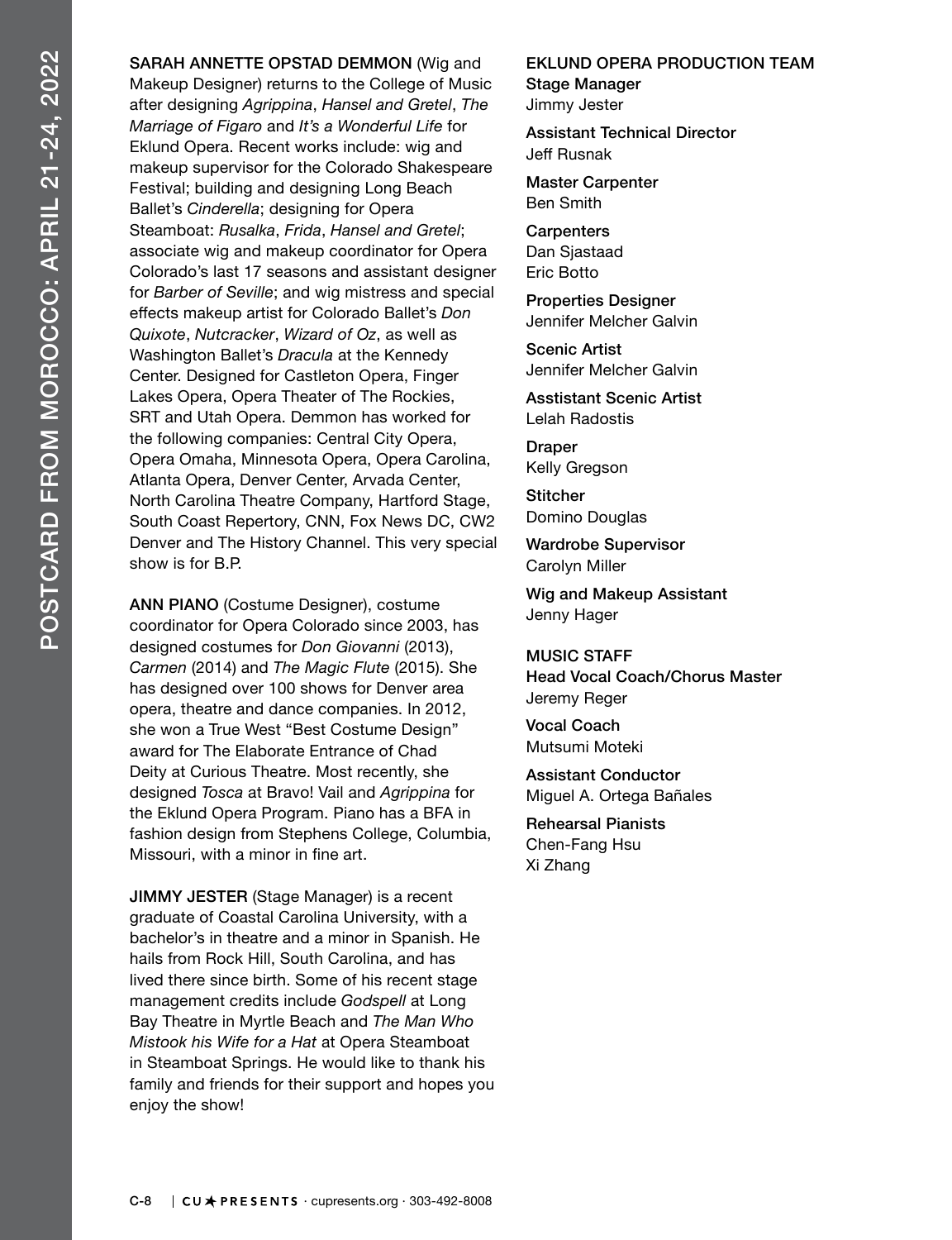**SARAH ANNETTE OPSTAD DEMMON** (Wig and Makeup Designer) returns to the College of Music after designing *Agrippina*, *Hansel and Gretel*, *The Marriage of Figaro* and *It's a Wonderful Life* for Eklund Opera. Recent works include: wig and makeup supervisor for the Colorado Shakespeare Festival; building and designing Long Beach Ballet's *Cinderella*; designing for Opera Steamboat: *Rusalka*, *Frida*, *Hansel and Gretel*; associate wig and makeup coordinator for Opera Colorado's last 17 seasons and assistant designer for *Barber of Seville*; and wig mistress and special effects makeup artist for Colorado Ballet's *Don Quixote*, *Nutcracker*, *Wizard of Oz*, as well as Washington Ballet's *Dracula* at the Kennedy Center. Designed for Castleton Opera, Finger Lakes Opera, Opera Theater of The Rockies, SRT and Utah Opera. Demmon has worked for the following companies: Central City Opera, Opera Omaha, Minnesota Opera, Opera Carolina, Atlanta Opera, Denver Center, Arvada Center, North Carolina Theatre Company, Hartford Stage, South Coast Repertory, CNN, Fox News DC, CW2 Denver and The History Channel. This very special show is for B.P.

**ANN PIANO** (Costume Designer), costume coordinator for Opera Colorado since 2003, has designed costumes for *Don Giovanni* (2013), *Carmen* (2014) and *The Magic Flute* (2015). She has designed over 100 shows for Denver area opera, theatre and dance companies. In 2012, she won a True West "Best Costume Design" award for The Elaborate Entrance of Chad Deity at Curious Theatre. Most recently, she designed *Tosca* at Bravo! Vail and *Agrippina* for the Eklund Opera Program. Piano has a BFA in fashion design from Stephens College, Columbia, Missouri, with a minor in fine art.

**JIMMY JESTER** (Stage Manager) is a recent graduate of Coastal Carolina University, with a bachelor's in theatre and a minor in Spanish. He hails from Rock Hill, South Carolina, and has lived there since birth. Some of his recent stage management credits include *Godspell* at Long Bay Theatre in Myrtle Beach and *The Man Who Mistook his Wife for a Hat* at Opera Steamboat in Steamboat Springs. He would like to thank his family and friends for their support and hopes you enjoy the show!

## EKLUND OPERA PRODUCTION TEAM

**Stage Manager**
Jimmy Jester

**Assistant Technical Director**
Jeff Rusnak

**Master Carpenter**
Ben Smith

**Carpenters**
Dan Sjastaad
Eric Botto

**Properties Designer**
Jennifer Melcher Galvin

**Scenic Artist**
Jennifer Melcher Galvin

**Asstistant Scenic Artist**
Lelah Radostis

**Draper**
Kelly Gregson

**Stitcher**
Domino Douglas

**Wardrobe Supervisor**
Carolyn Miller

**Wig and Makeup Assistant**
Jenny Hager

## MUSIC STAFF

**Head Vocal Coach/Chorus Master**
Jeremy Reger

**Vocal Coach**
Mutsumi Moteki

**Assistant Conductor**
Miguel A. Ortega Bañales

**Rehearsal Pianists**
Chen-Fang Hsu
Xi Zhang